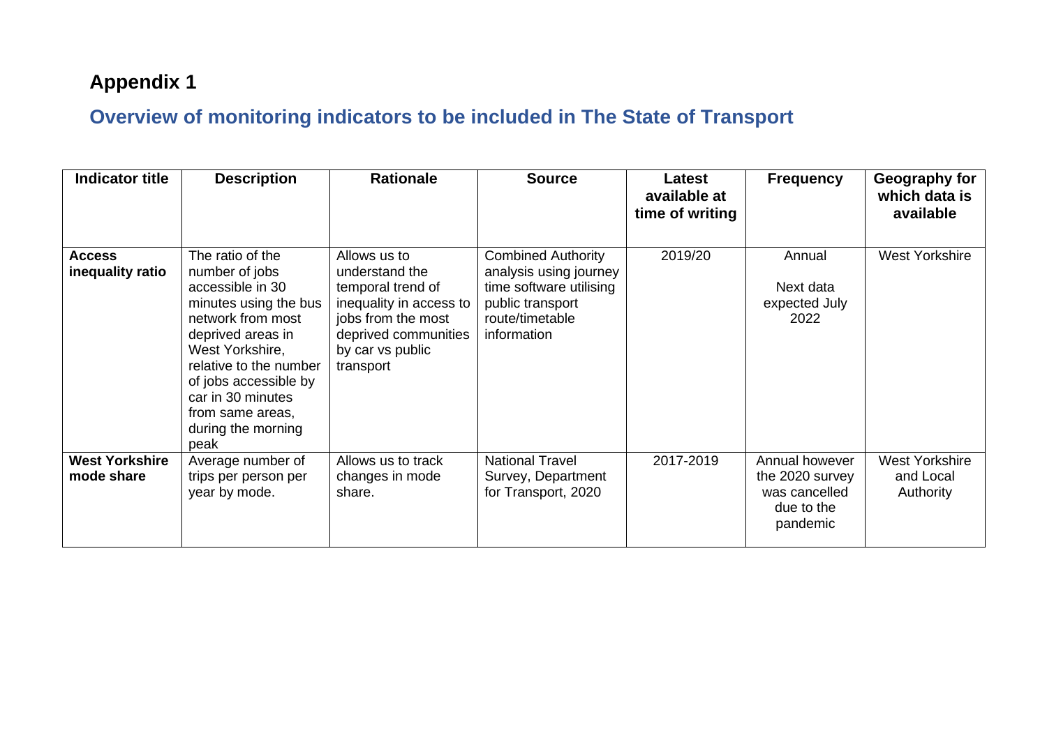# Appendix 1

## Overview of monitoring indicators to be included in The State of Transport

| Indicator title | Description | Rationale | Source | Latest available at time of writing | Frequency | Geography for which data is available |
|---|---|---|---|---|---|---|
| **Access inequality ratio** | The ratio of the number of jobs accessible in 30 minutes using the bus network from most deprived areas in West Yorkshire, relative to the number of jobs accessible by car in 30 minutes from same areas, during the morning peak | Allows us to understand the temporal trend of inequality in access to jobs from the most deprived communities by car vs public transport | Combined Authority analysis using journey time software utilising public transport route/timetable information | 2019/20 | Annual<br><br>Next data expected July 2022 | West Yorkshire |
| **West Yorkshire mode share** | Average number of trips per person per year by mode. | Allows us to track changes in mode share. | National Travel Survey, Department for Transport, 2020 | 2017-2019 | Annual however the 2020 survey was cancelled due to the pandemic | West Yorkshire and Local Authority |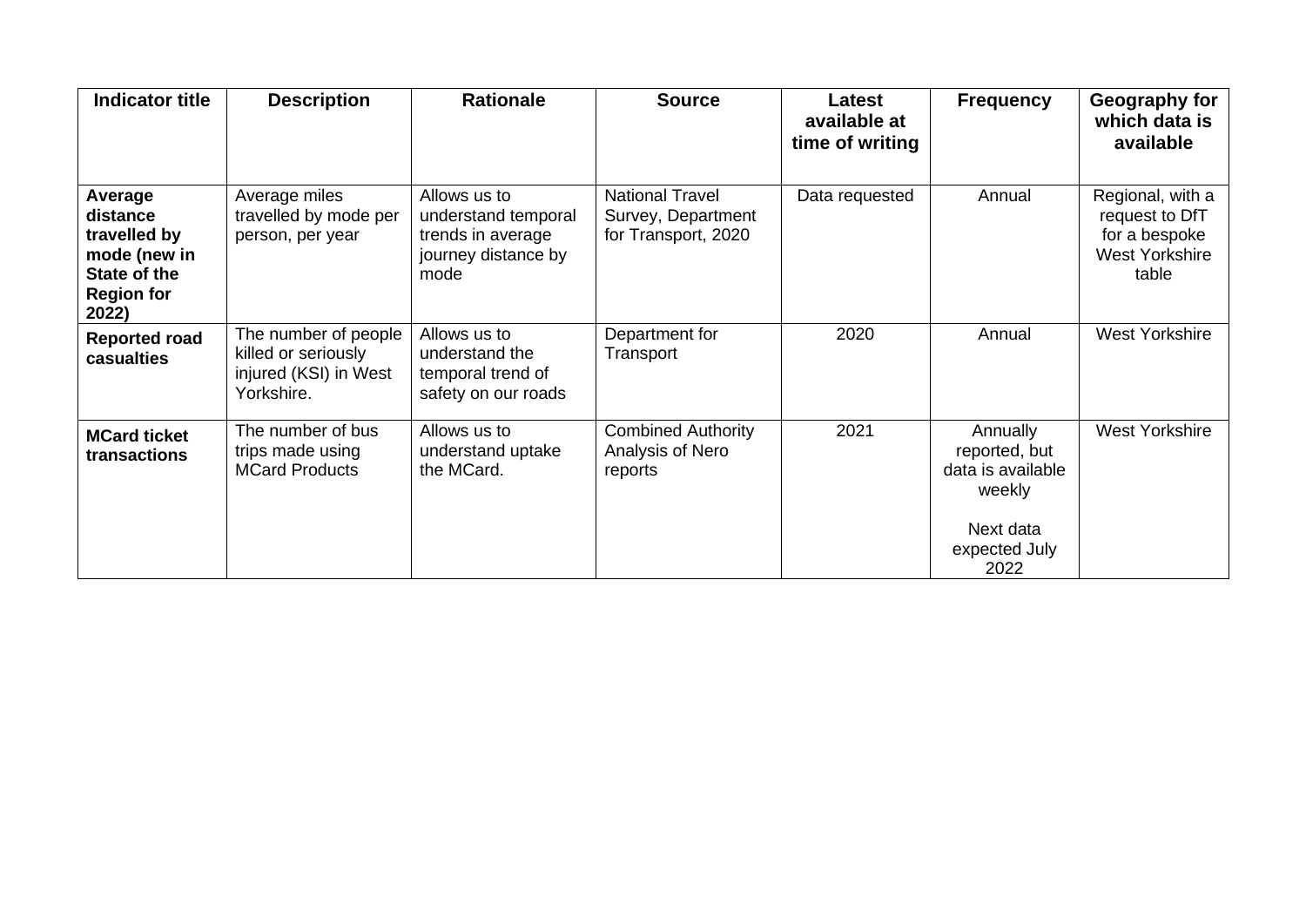| Indicator title | Description | Rationale | Source | Latest available at time of writing | Frequency | Geography for which data is available |
| --- | --- | --- | --- | --- | --- | --- |
| **Average distance travelled by mode (new in State of the Region for 2022)** | Average miles travelled by mode per person, per year | Allows us to understand temporal trends in average journey distance by mode | National Travel Survey, Department for Transport, 2020 | Data requested | Annual | Regional, with a request to DfT for a bespoke West Yorkshire table |
| **Reported road casualties** | The number of people killed or seriously injured (KSI) in West Yorkshire. | Allows us to understand the temporal trend of safety on our roads | Department for Transport | 2020 | Annual | West Yorkshire |
| **MCard ticket transactions** | The number of bus trips made using MCard Products | Allows us to understand uptake the MCard. | Combined Authority Analysis of Nero reports | 2021 | Annually reported, but data is available weekly<br><br>Next data expected July 2022 | West Yorkshire |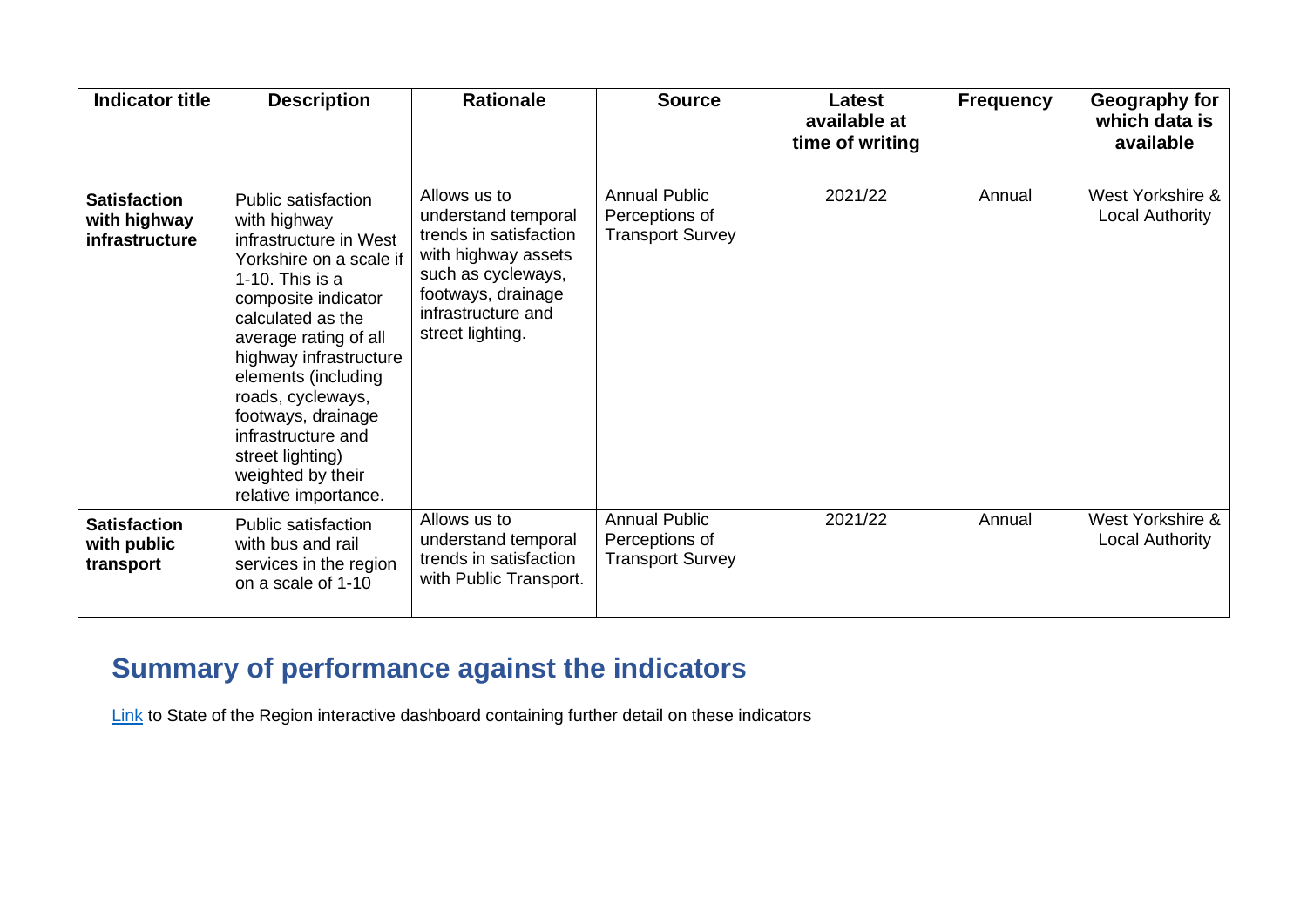| Indicator title | Description | Rationale | Source | Latest available at time of writing | Frequency | Geography for which data is available |
|---|---|---|---|---|---|---|
| **Satisfaction with highway infrastructure** | Public satisfaction with highway infrastructure in West Yorkshire on a scale if 1-10. This is a composite indicator calculated as the average rating of all highway infrastructure elements (including roads, cycleways, footways, drainage infrastructure and street lighting) weighted by their relative importance. | Allows us to understand temporal trends in satisfaction with highway assets such as cycleways, footways, drainage infrastructure and street lighting. | Annual Public Perceptions of Transport Survey | 2021/22 | Annual | West Yorkshire & Local Authority |
| **Satisfaction with public transport** | Public satisfaction with bus and rail services in the region on a scale of 1-10 | Allows us to understand temporal trends in satisfaction with Public Transport. | Annual Public Perceptions of Transport Survey | 2021/22 | Annual | West Yorkshire & Local Authority |

## Summary of performance against the indicators

Link to State of the Region interactive dashboard containing further detail on these indicators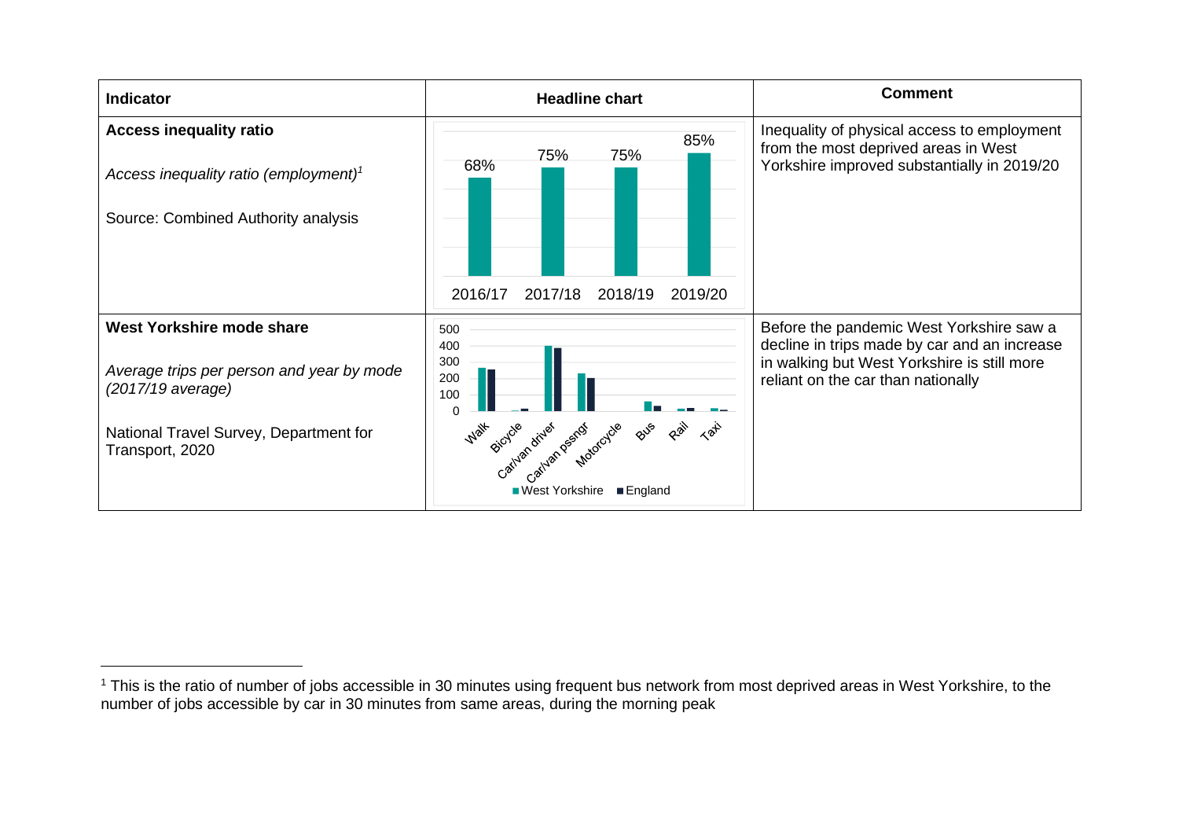| Indicator | Headline chart | Comment |
| --- | --- | --- |
| **Access inequality ratio**<br><br>*Access inequality ratio (employment)*[1]<br><br>Source: Combined Authority analysis | 2016/17: 68%<br>2017/18: 75%<br>2018/19: 75%<br>2019/20: 85% | Inequality of physical access to employment from the most deprived areas in West Yorkshire improved substantially in 2019/20 |
| **West Yorkshire mode share**<br><br>*Average trips per person and year by mode (2017/19 average)*<br><br>National Travel Survey, Department for Transport, 2020 | Walk, Bicycle, Car/van driver, Car/van pssngr, Motorcycle, Bus, Rail, Taxi<br>■ West Yorkshire ■ England | Before the pandemic West Yorkshire saw a decline in trips made by car and an increase in walking but West Yorkshire is still more reliant on the car than nationally |

[1] This is the ratio of number of jobs accessible in 30 minutes using frequent bus network from most deprived areas in West Yorkshire, to the number of jobs accessible by car in 30 minutes from same areas, during the morning peak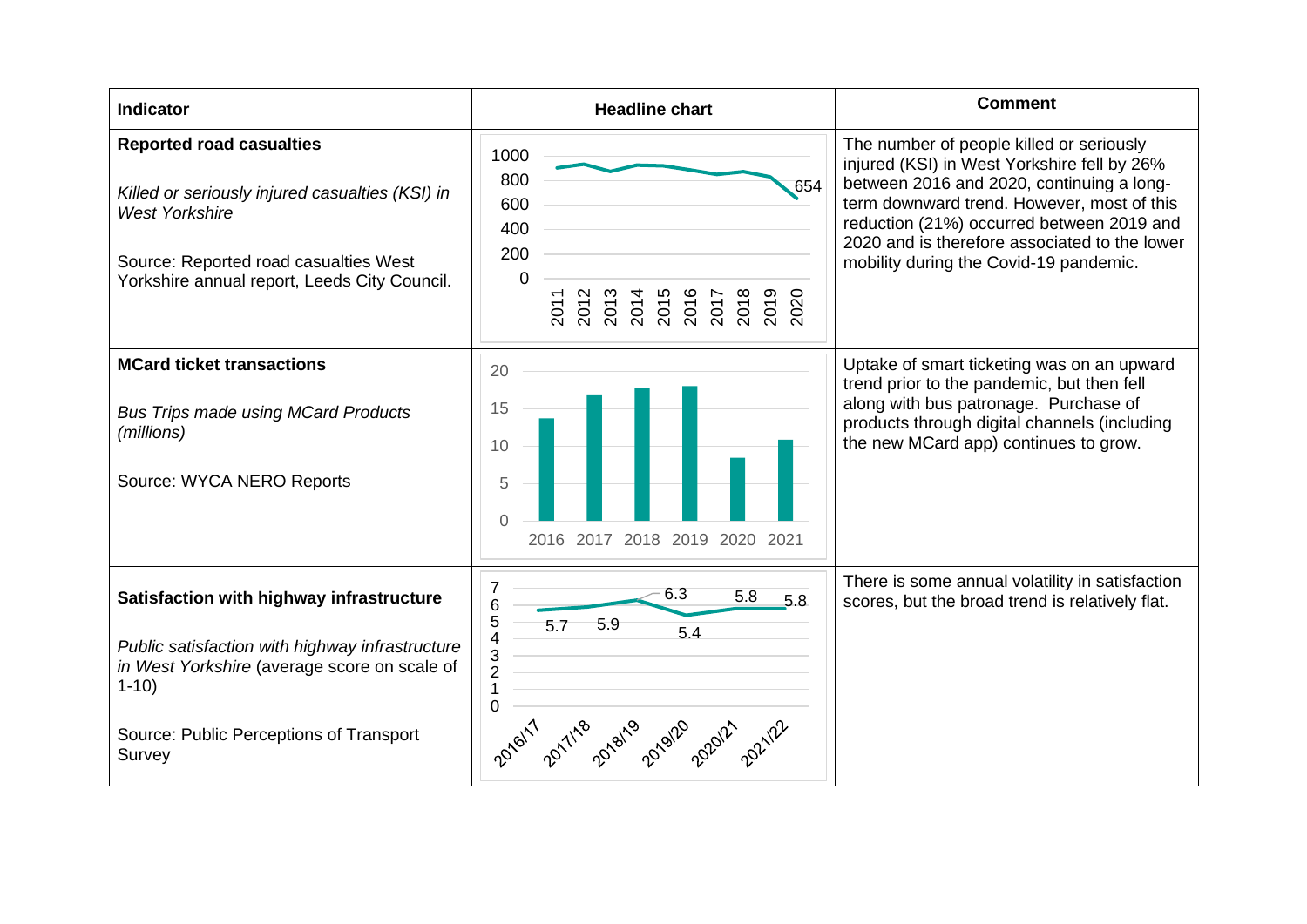| Indicator | Headline chart | Comment |
|---|---|---|
| **Reported road casualties**<br><br>*Killed or seriously injured casualties (KSI) in West Yorkshire*<br><br>Source: Reported road casualties West Yorkshire annual report, Leeds City Council. | 1000<br>800<br>600<br>400<br>200<br>0<br>2011 2012 2013 2014 2015 2016 2017 2018 2019 2020<br>654 | The number of people killed or seriously injured (KSI) in West Yorkshire fell by 26% between 2016 and 2020, continuing a long-term downward trend. However, most of this reduction (21%) occurred between 2019 and 2020 and is therefore associated to the lower mobility during the Covid-19 pandemic. |
| **MCard ticket transactions**<br><br>*Bus Trips made using MCard Products (millions)*<br><br>Source: WYCA NERO Reports | 20<br>15<br>10<br>5<br>0<br>2016 2017 2018 2019 2020 2021 | Uptake of smart ticketing was on an upward trend prior to the pandemic, but then fell along with bus patronage. Purchase of products through digital channels (including the new MCard app) continues to grow. |
| **Satisfaction with highway infrastructure**<br><br>*Public satisfaction with highway infrastructure in West Yorkshire* (average score on scale of 1-10)<br><br>Source: Public Perceptions of Transport Survey | 7<br>6<br>5<br>4<br>3<br>2<br>1<br>0<br>2016/17: 5.7 2017/18: 5.9 2018/19: 6.3 2019/20: 5.4 2020/21: 5.8 2021/22: 5.8 | There is some annual volatility in satisfaction scores, but the broad trend is relatively flat. |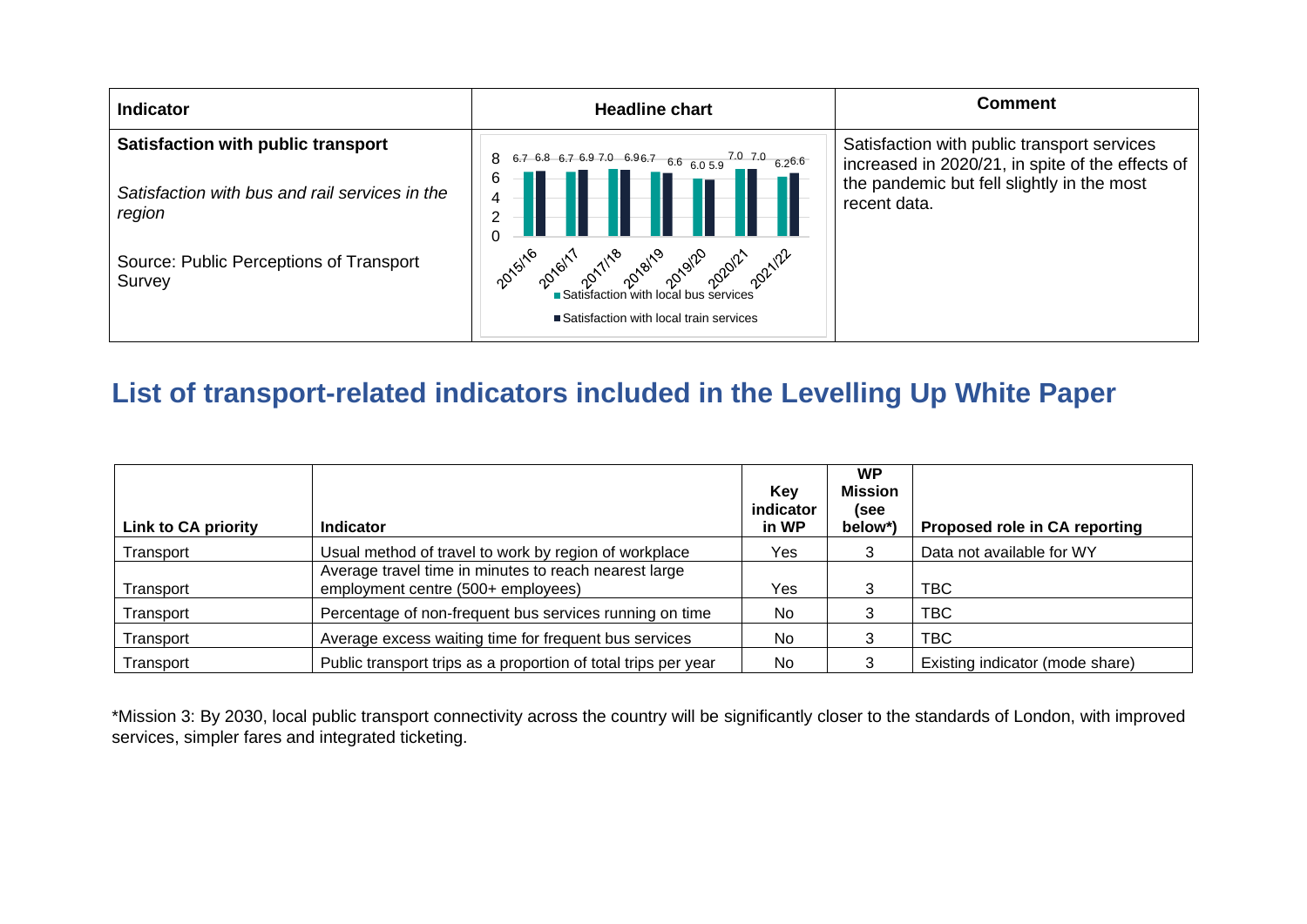| Indicator | Headline chart | Comment |
|---|---|---|
| **Satisfaction with public transport**<br><br>*Satisfaction with bus and rail services in the region*<br><br>Source: Public Perceptions of Transport Survey | 8 6 4 2 0<br>6.7 6.8 6.7 6.9 7.0 6.9 6.7 6.6 6.0 5.9 7.0 7.0 6.2 6.6<br>2015/16 2016/17 2017/18 2018/19 2019/20 2020/21 2021/22<br>Satisfaction with local bus services<br>Satisfaction with local train services | Satisfaction with public transport services increased in 2020/21, in spite of the effects of the pandemic but fell slightly in the most recent data. |

## List of transport-related indicators included in the Levelling Up White Paper

| Link to CA priority | Indicator | Key indicator in WP | WP Mission (see below*) | Proposed role in CA reporting |
|---|---|---|---|---|
| Transport | Usual method of travel to work by region of workplace | Yes | 3 | Data not available for WY |
| Transport | Average travel time in minutes to reach nearest large employment centre (500+ employees) | Yes | 3 | TBC |
| Transport | Percentage of non-frequent bus services running on time | No | 3 | TBC |
| Transport | Average excess waiting time for frequent bus services | No | 3 | TBC |
| Transport | Public transport trips as a proportion of total trips per year | No | 3 | Existing indicator (mode share) |

*Mission 3: By 2030, local public transport connectivity across the country will be significantly closer to the standards of London, with improved services, simpler fares and integrated ticketing.